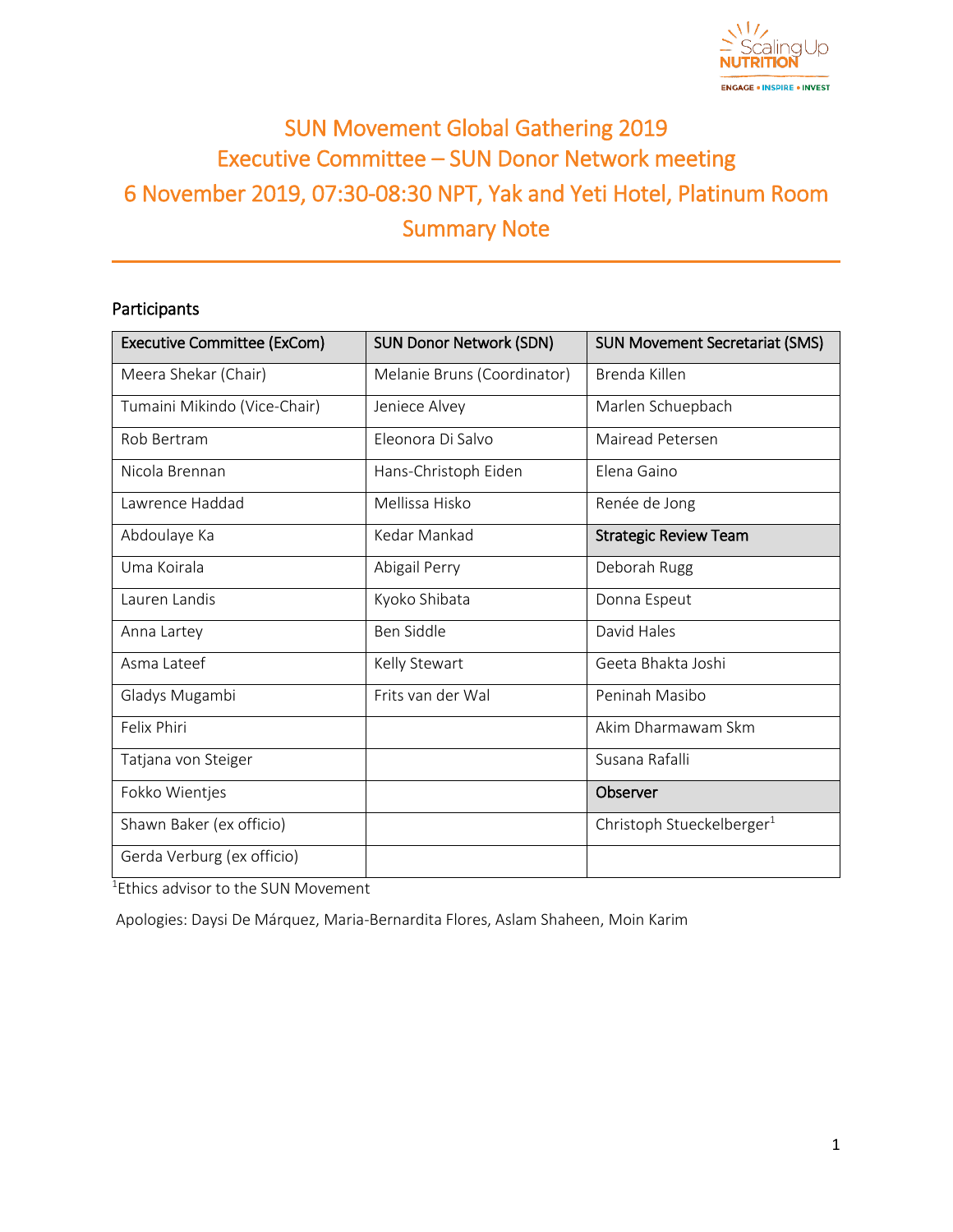# SUN Movement Global Gathering 2019
# Executive Committee – SUN Donor Network meeting
# 6 November 2019, 07:30-08:30 NPT, Yak and Yeti Hotel, Platinum Room
# Summary Note

## Participants

| Executive Committee (ExCom) | SUN Donor Network (SDN) | SUN Movement Secretariat (SMS) |
|---|---|---|
| Meera Shekar (Chair) | Melanie Bruns (Coordinator) | Brenda Killen |
| Tumaini Mikindo (Vice-Chair) | Jeniece Alvey | Marlen Schuepbach |
| Rob Bertram | Eleonora Di Salvo | Mairead Petersen |
| Nicola Brennan | Hans-Christoph Eiden | Elena Gaino |
| Lawrence Haddad | Mellissa Hisko | Renée de Jong |
| Abdoulaye Ka | Kedar Mankad | **Strategic Review Team** |
| Uma Koirala | Abigail Perry | Deborah Rugg |
| Lauren Landis | Kyoko Shibata | Donna Espeut |
| Anna Lartey | Ben Siddle | David Hales |
| Asma Lateef | Kelly Stewart | Geeta Bhakta Joshi |
| Gladys Mugambi | Frits van der Wal | Peninah Masibo |
| Felix Phiri | | Akim Dharmawam Skm |
| Tatjana von Steiger | | Susana Rafalli |
| Fokko Wientjes | | **Observer** |
| Shawn Baker (ex officio) | | Christoph Stueckelberger[1] |
| Gerda Verburg (ex officio) | | |

[1]Ethics advisor to the SUN Movement

Apologies: Daysi De Márquez, Maria-Bernardita Flores, Aslam Shaheen, Moin Karim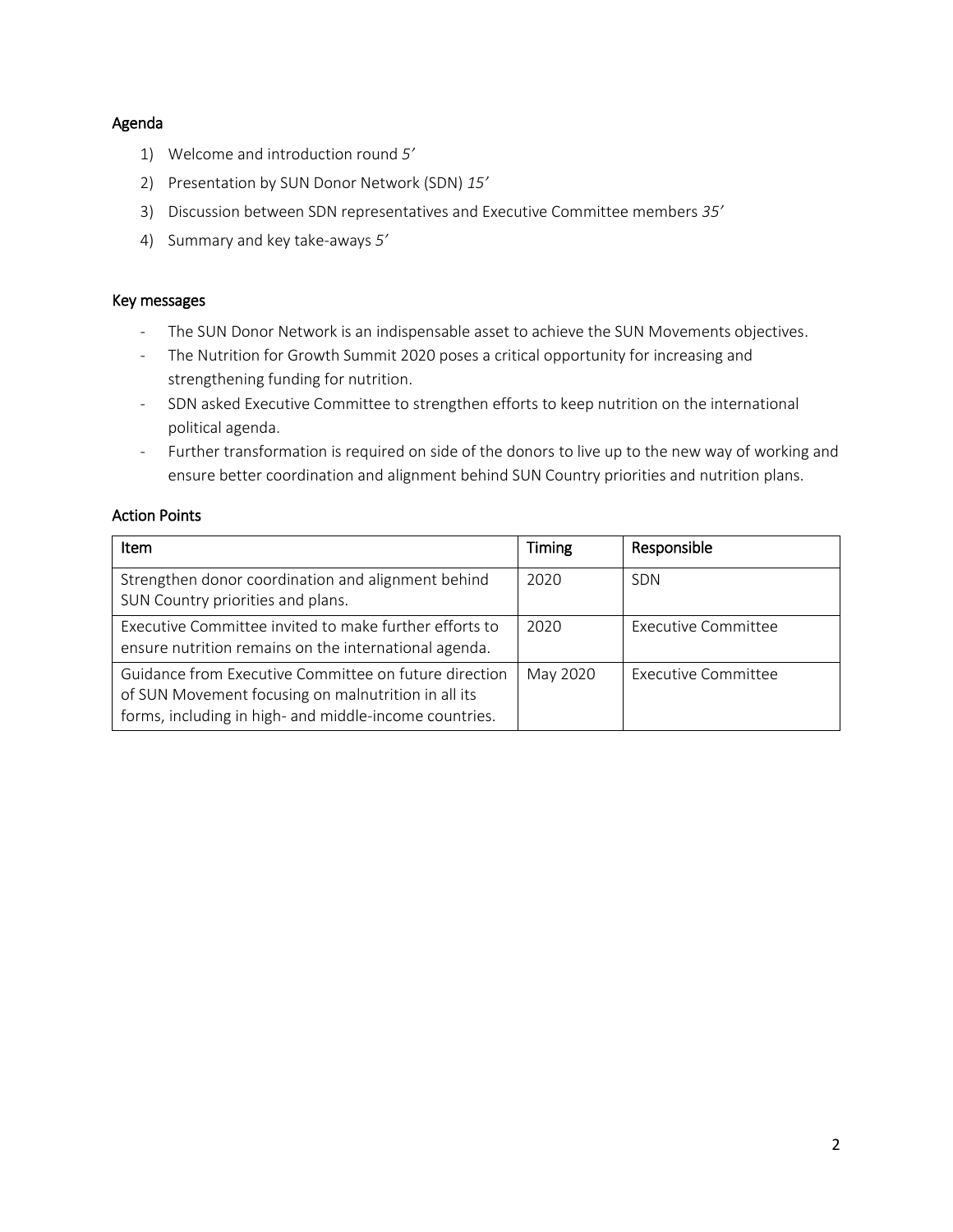## Agenda

1) Welcome and introduction round *5'*
2) Presentation by SUN Donor Network (SDN) *15'*
3) Discussion between SDN representatives and Executive Committee members *35'*
4) Summary and key take-aways *5'*

## Key messages

- The SUN Donor Network is an indispensable asset to achieve the SUN Movements objectives.
- The Nutrition for Growth Summit 2020 poses a critical opportunity for increasing and strengthening funding for nutrition.
- SDN asked Executive Committee to strengthen efforts to keep nutrition on the international political agenda.
- Further transformation is required on side of the donors to live up to the new way of working and ensure better coordination and alignment behind SUN Country priorities and nutrition plans.

## Action Points

| Item | Timing | Responsible |
| --- | --- | --- |
| Strengthen donor coordination and alignment behind SUN Country priorities and plans. | 2020 | SDN |
| Executive Committee invited to make further efforts to ensure nutrition remains on the international agenda. | 2020 | Executive Committee |
| Guidance from Executive Committee on future direction of SUN Movement focusing on malnutrition in all its forms, including in high- and middle-income countries. | May 2020 | Executive Committee |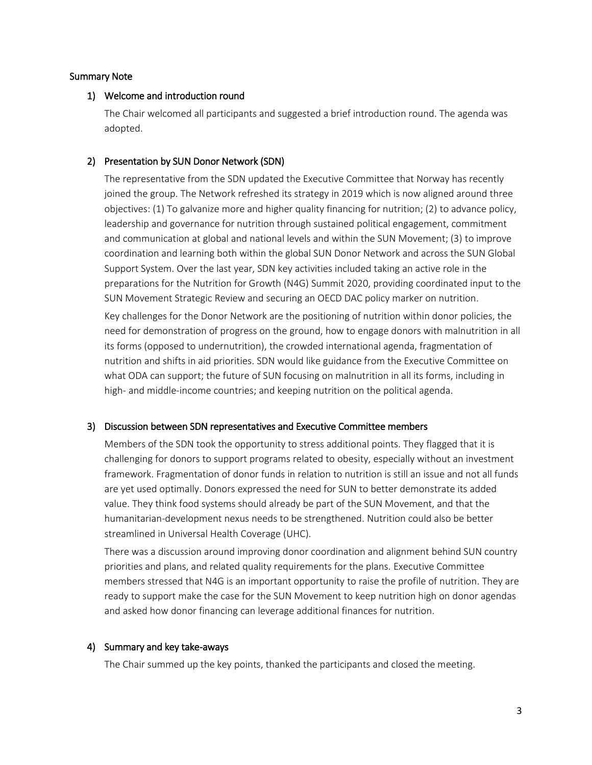## Summary Note

### 1) Welcome and introduction round

The Chair welcomed all participants and suggested a brief introduction round. The agenda was adopted.

### 2) Presentation by SUN Donor Network (SDN)

The representative from the SDN updated the Executive Committee that Norway has recently joined the group. The Network refreshed its strategy in 2019 which is now aligned around three objectives: (1) To galvanize more and higher quality financing for nutrition; (2) to advance policy, leadership and governance for nutrition through sustained political engagement, commitment and communication at global and national levels and within the SUN Movement; (3) to improve coordination and learning both within the global SUN Donor Network and across the SUN Global Support System. Over the last year, SDN key activities included taking an active role in the preparations for the Nutrition for Growth (N4G) Summit 2020, providing coordinated input to the SUN Movement Strategic Review and securing an OECD DAC policy marker on nutrition.

Key challenges for the Donor Network are the positioning of nutrition within donor policies, the need for demonstration of progress on the ground, how to engage donors with malnutrition in all its forms (opposed to undernutrition), the crowded international agenda, fragmentation of nutrition and shifts in aid priorities. SDN would like guidance from the Executive Committee on what ODA can support; the future of SUN focusing on malnutrition in all its forms, including in high- and middle-income countries; and keeping nutrition on the political agenda.

### 3) Discussion between SDN representatives and Executive Committee members

Members of the SDN took the opportunity to stress additional points. They flagged that it is challenging for donors to support programs related to obesity, especially without an investment framework. Fragmentation of donor funds in relation to nutrition is still an issue and not all funds are yet used optimally. Donors expressed the need for SUN to better demonstrate its added value. They think food systems should already be part of the SUN Movement, and that the humanitarian-development nexus needs to be strengthened. Nutrition could also be better streamlined in Universal Health Coverage (UHC).

There was a discussion around improving donor coordination and alignment behind SUN country priorities and plans, and related quality requirements for the plans. Executive Committee members stressed that N4G is an important opportunity to raise the profile of nutrition. They are ready to support make the case for the SUN Movement to keep nutrition high on donor agendas and asked how donor financing can leverage additional finances for nutrition.

### 4) Summary and key take-aways

The Chair summed up the key points, thanked the participants and closed the meeting.